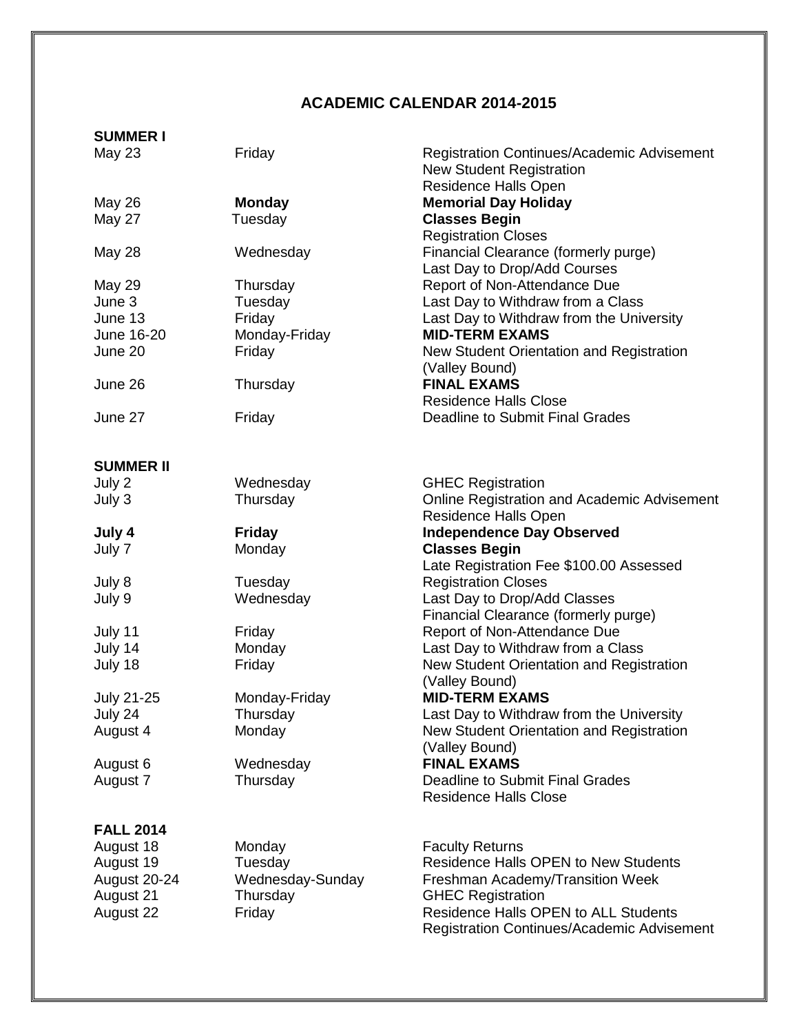# ACADEMIC CALENDAR 2014-2015

## SUMMER I

| | | |
|---|---|---|
| May 23 | Friday | Registration Continues/Academic Advisement<br>New Student Registration<br>Residence Halls Open |
| May 26 | **Monday** | **Memorial Day Holiday** |
| May 27 | Tuesday | **Classes Begin**<br>Registration Closes |
| May 28 | Wednesday | Financial Clearance (formerly purge)<br>Last Day to Drop/Add Courses |
| May 29 | Thursday | Report of Non-Attendance Due |
| June 3 | Tuesday | Last Day to Withdraw from a Class |
| June 13 | Friday | Last Day to Withdraw from the University |
| June 16-20 | Monday-Friday | **MID-TERM EXAMS** |
| June 20 | Friday | New Student Orientation and Registration (Valley Bound) |
| June 26 | Thursday | **FINAL EXAMS**<br>Residence Halls Close |
| June 27 | Friday | Deadline to Submit Final Grades |

## SUMMER II

| | | |
|---|---|---|
| July 2 | Wednesday | GHEC Registration |
| July 3 | Thursday | Online Registration and Academic Advisement<br>Residence Halls Open |
| **July 4** | **Friday** | **Independence Day Observed** |
| July 7 | Monday | **Classes Begin**<br>Late Registration Fee $100.00 Assessed |
| July 8 | Tuesday | Registration Closes |
| July 9 | Wednesday | Last Day to Drop/Add Classes<br>Financial Clearance (formerly purge) |
| July 11 | Friday | Report of Non-Attendance Due |
| July 14 | Monday | Last Day to Withdraw from a Class |
| July 18 | Friday | New Student Orientation and Registration (Valley Bound) |
| July 21-25 | Monday-Friday | **MID-TERM EXAMS** |
| July 24 | Thursday | Last Day to Withdraw from the University |
| August 4 | Monday | New Student Orientation and Registration (Valley Bound) |
| August 6 | Wednesday | **FINAL EXAMS** |
| August 7 | Thursday | Deadline to Submit Final Grades<br>Residence Halls Close |

## FALL 2014

| | | |
|---|---|---|
| August 18 | Monday | Faculty Returns |
| August 19 | Tuesday | Residence Halls OPEN to New Students |
| August 20-24 | Wednesday-Sunday | Freshman Academy/Transition Week |
| August 21 | Thursday | GHEC Registration |
| August 22 | Friday | Residence Halls OPEN to ALL Students<br>Registration Continues/Academic Advisement |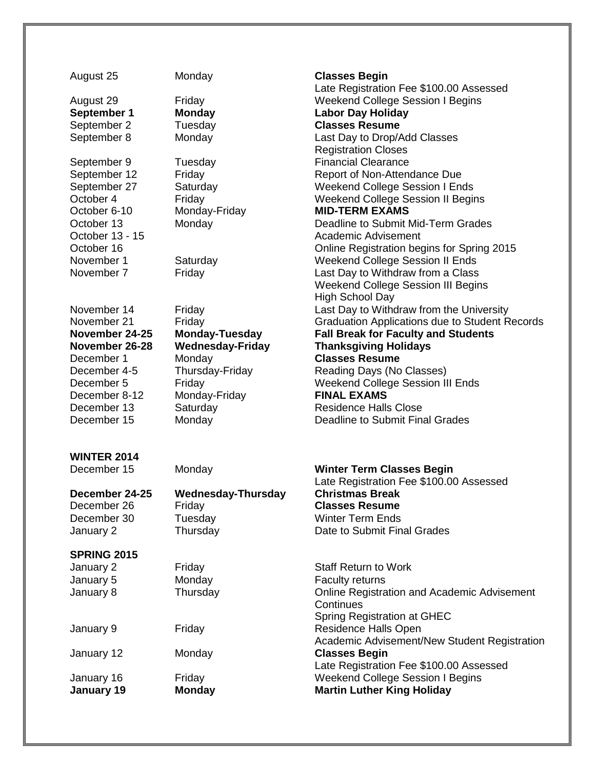| | | |
|---|---|---|
| August 25 | Monday | **Classes Begin**<br>Late Registration Fee $100.00 Assessed |
| August 29 | Friday | Weekend College Session I Begins |
| **September 1** | **Monday** | **Labor Day Holiday** |
| September 2 | Tuesday | **Classes Resume** |
| September 8 | Monday | Last Day to Drop/Add Classes<br>Registration Closes |
| September 9 | Tuesday | Financial Clearance |
| September 12 | Friday | Report of Non-Attendance Due |
| September 27 | Saturday | Weekend College Session I Ends |
| October 4 | Friday | Weekend College Session II Begins |
| October 6-10 | Monday-Friday | **MID-TERM EXAMS** |
| October 13 | Monday | Deadline to Submit Mid-Term Grades |
| October 13 - 15 | | Academic Advisement |
| October 16 | | Online Registration begins for Spring 2015 |
| November 1 | Saturday | Weekend College Session II Ends |
| November 7 | Friday | Last Day to Withdraw from a Class<br>Weekend College Session III Begins<br>High School Day |
| November 14 | Friday | Last Day to Withdraw from the University |
| November 21 | Friday | Graduation Applications due to Student Records |
| **November 24-25** | **Monday-Tuesday** | **Fall Break for Faculty and Students** |
| **November 26-28** | **Wednesday-Friday** | **Thanksgiving Holidays** |
| December 1 | Monday | **Classes Resume** |
| December 4-5 | Thursday-Friday | Reading Days (No Classes) |
| December 5 | Friday | Weekend College Session III Ends |
| December 8-12 | Monday-Friday | **FINAL EXAMS** |
| December 13 | Saturday | Residence Halls Close |
| December 15 | Monday | Deadline to Submit Final Grades |

**WINTER 2014**

| | | |
|---|---|---|
| December 15 | Monday | **Winter Term Classes Begin**<br>Late Registration Fee $100.00 Assessed |
| **December 24-25** | **Wednesday-Thursday** | **Christmas Break** |
| December 26 | Friday | **Classes Resume** |
| December 30 | Tuesday | Winter Term Ends |
| January 2 | Thursday | Date to Submit Final Grades |

**SPRING 2015**

| | | |
|---|---|---|
| January 2 | Friday | Staff Return to Work |
| January 5 | Monday | Faculty returns |
| January 8 | Thursday | Online Registration and Academic Advisement Continues<br>Spring Registration at GHEC |
| January 9 | Friday | Residence Halls Open<br>Academic Advisement/New Student Registration |
| January 12 | Monday | **Classes Begin**<br>Late Registration Fee $100.00 Assessed |
| January 16 | Friday | Weekend College Session I Begins |
| **January 19** | **Monday** | **Martin Luther King Holiday** |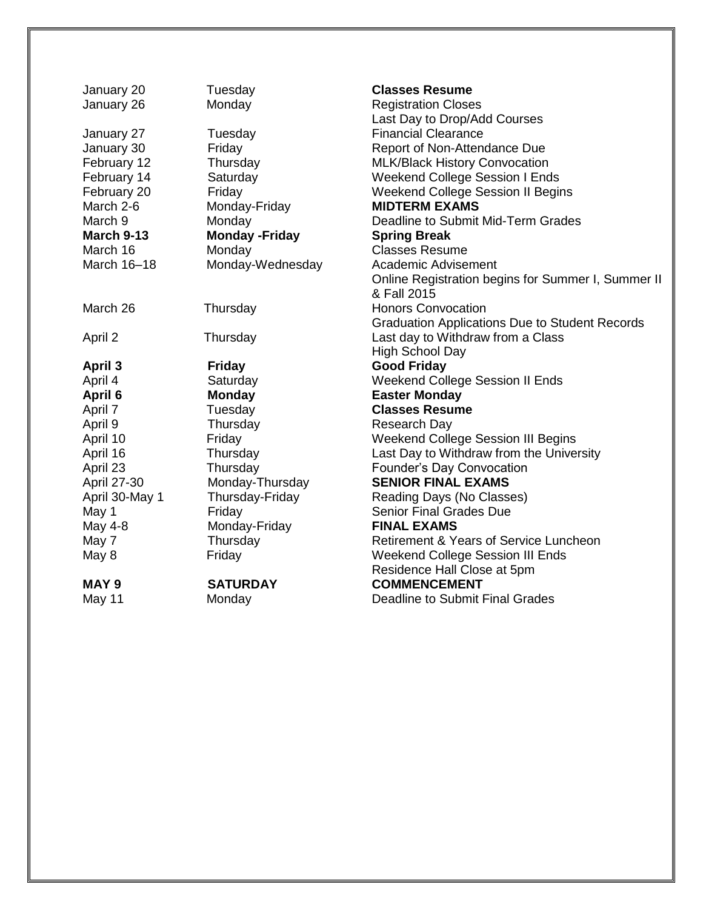| | | |
|---|---|---|
| January 20 | Tuesday | **Classes Resume** |
| January 26 | Monday | Registration Closes<br>Last Day to Drop/Add Courses |
| January 27 | Tuesday | Financial Clearance |
| January 30 | Friday | Report of Non-Attendance Due |
| February 12 | Thursday | MLK/Black History Convocation |
| February 14 | Saturday | Weekend College Session I Ends |
| February 20 | Friday | Weekend College Session II Begins |
| March 2-6 | Monday-Friday | **MIDTERM EXAMS** |
| March 9 | Monday | Deadline to Submit Mid-Term Grades |
| **March 9-13** | **Monday -Friday** | **Spring Break** |
| March 16 | Monday | Classes Resume |
| March 16–18 | Monday-Wednesday | Academic Advisement<br>Online Registration begins for Summer I, Summer II & Fall 2015 |
| March 26 | Thursday | Honors Convocation<br>Graduation Applications Due to Student Records |
| April 2 | Thursday | Last day to Withdraw from a Class<br>High School Day |
| **April 3** | **Friday** | **Good Friday** |
| April 4 | Saturday | Weekend College Session II Ends |
| **April 6** | **Monday** | **Easter Monday** |
| April 7 | Tuesday | **Classes Resume** |
| April 9 | Thursday | Research Day |
| April 10 | Friday | Weekend College Session III Begins |
| April 16 | Thursday | Last Day to Withdraw from the University |
| April 23 | Thursday | Founder's Day Convocation |
| April 27-30 | Monday-Thursday | **SENIOR FINAL EXAMS** |
| April 30-May 1 | Thursday-Friday | Reading Days (No Classes) |
| May 1 | Friday | Senior Final Grades Due |
| May 4-8 | Monday-Friday | **FINAL EXAMS** |
| May 7 | Thursday | Retirement & Years of Service Luncheon |
| May 8 | Friday | Weekend College Session III Ends<br>Residence Hall Close at 5pm |
| **MAY 9** | **SATURDAY** | **COMMENCEMENT** |
| May 11 | Monday | Deadline to Submit Final Grades |